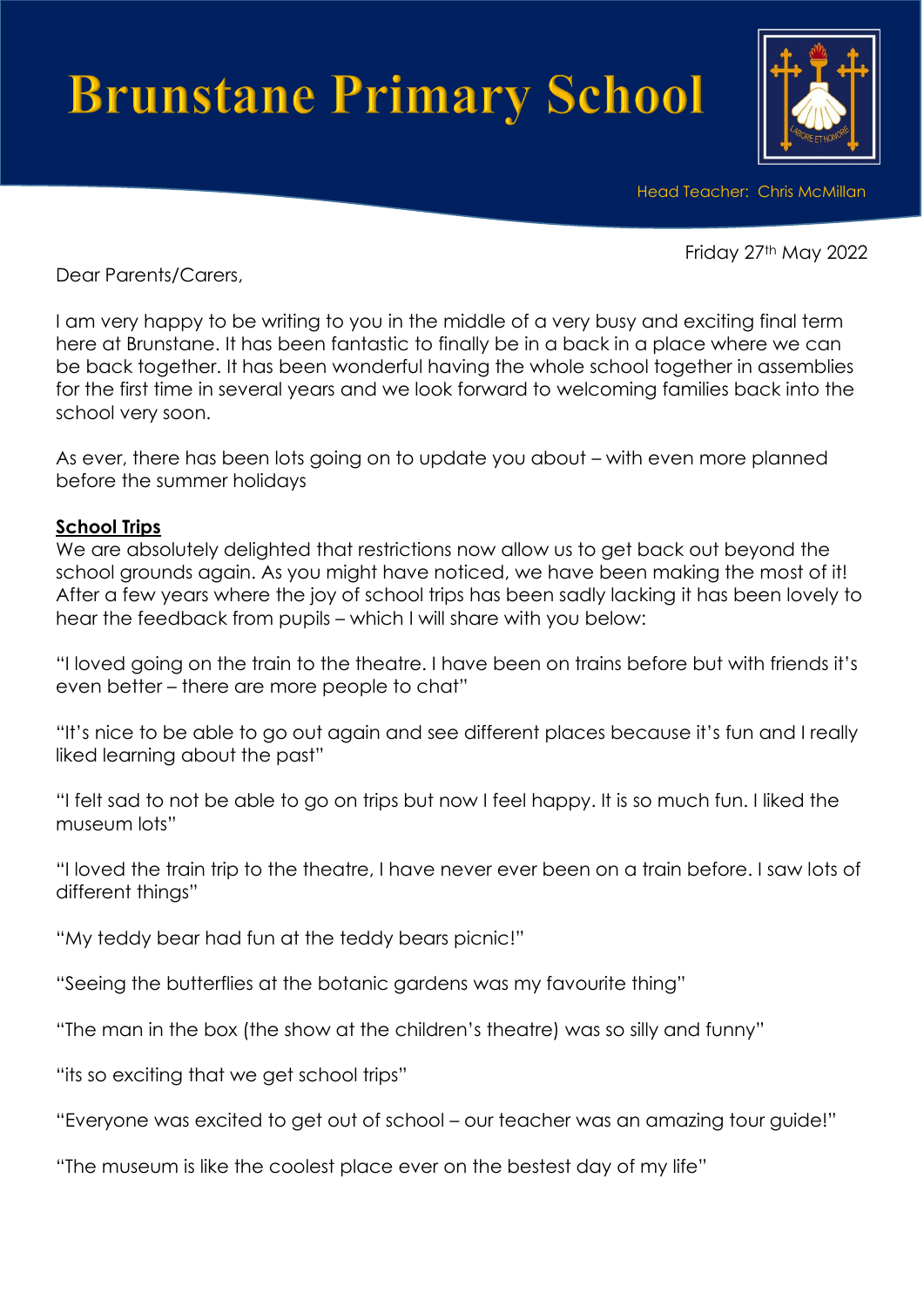# Brunstane Primary School

Head Teacher: Chris McMillan

Friday 27th May 2022

Dear Parents/Carers,

I am very happy to be writing to you in the middle of a very busy and exciting final term here at Brunstane. It has been fantastic to finally be in a back in a place where we can be back together. It has been wonderful having the whole school together in assemblies for the first time in several years and we look forward to welcoming families back into the school very soon.

As ever, there has been lots going on to update you about – with even more planned before the summer holidays

**School Trips**

We are absolutely delighted that restrictions now allow us to get back out beyond the school grounds again. As you might have noticed, we have been making the most of it! After a few years where the joy of school trips has been sadly lacking it has been lovely to hear the feedback from pupils – which I will share with you below:

"I loved going on the train to the theatre. I have been on trains before but with friends it's even better – there are more people to chat"

"It's nice to be able to go out again and see different places because it's fun and I really liked learning about the past"

"I felt sad to not be able to go on trips but now I feel happy. It is so much fun. I liked the museum lots"

"I loved the train trip to the theatre, I have never ever been on a train before. I saw lots of different things"

"My teddy bear had fun at the teddy bears picnic!"

"Seeing the butterflies at the botanic gardens was my favourite thing"

"The man in the box (the show at the children's theatre) was so silly and funny"

"its so exciting that we get school trips"

"Everyone was excited to get out of school – our teacher was an amazing tour guide!"

"The museum is like the coolest place ever on the bestest day of my life"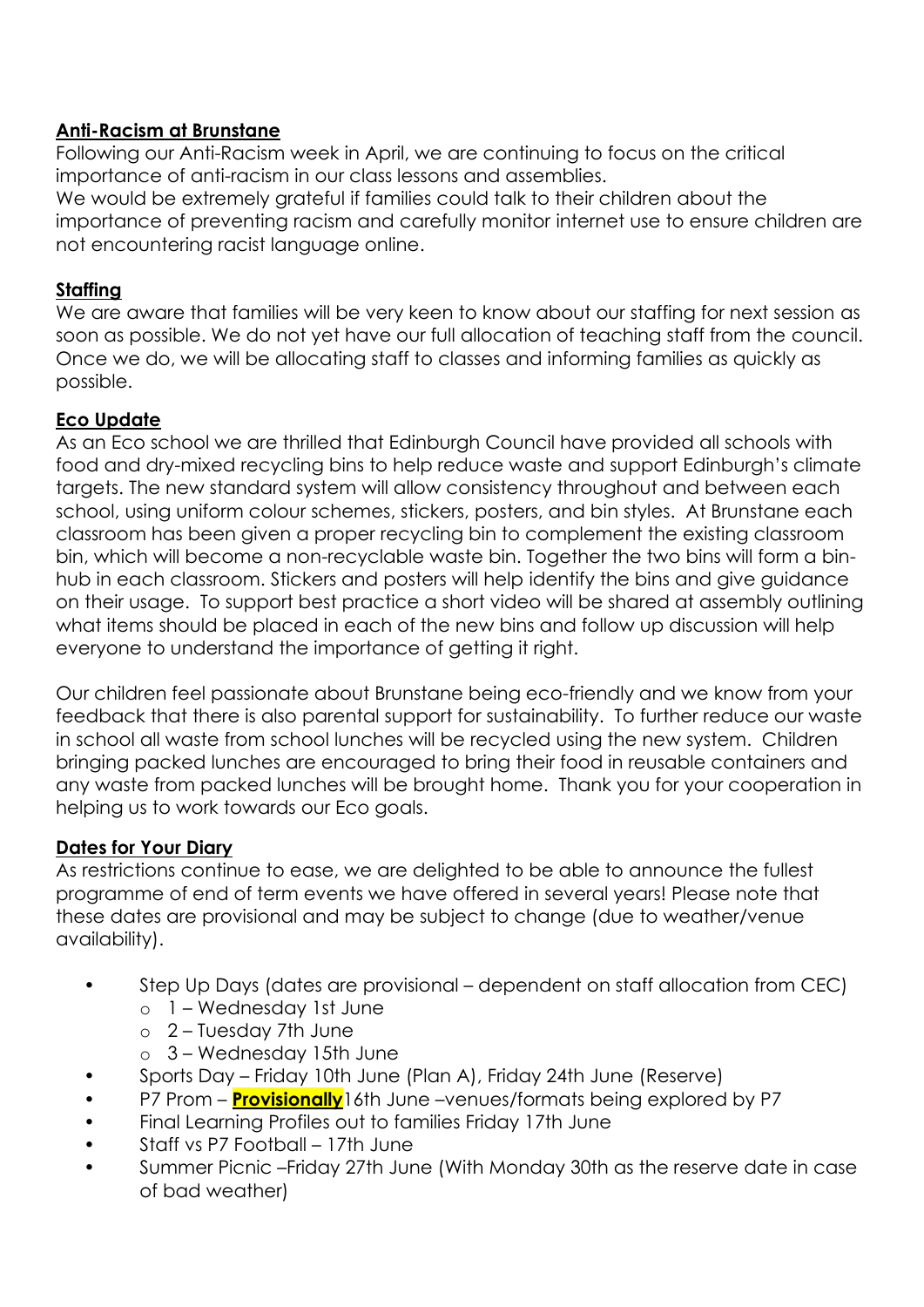**Anti-Racism at Brunstane**

Following our Anti-Racism week in April, we are continuing to focus on the critical importance of anti-racism in our class lessons and assemblies.
We would be extremely grateful if families could talk to their children about the importance of preventing racism and carefully monitor internet use to ensure children are not encountering racist language online.

**Staffing**

We are aware that families will be very keen to know about our staffing for next session as soon as possible. We do not yet have our full allocation of teaching staff from the council. Once we do, we will be allocating staff to classes and informing families as quickly as possible.

**Eco Update**

As an Eco school we are thrilled that Edinburgh Council have provided all schools with food and dry-mixed recycling bins to help reduce waste and support Edinburgh's climate targets. The new standard system will allow consistency throughout and between each school, using uniform colour schemes, stickers, posters, and bin styles. At Brunstane each classroom has been given a proper recycling bin to complement the existing classroom bin, which will become a non-recyclable waste bin. Together the two bins will form a bin-hub in each classroom. Stickers and posters will help identify the bins and give guidance on their usage. To support best practice a short video will be shared at assembly outlining what items should be placed in each of the new bins and follow up discussion will help everyone to understand the importance of getting it right.

Our children feel passionate about Brunstane being eco-friendly and we know from your feedback that there is also parental support for sustainability. To further reduce our waste in school all waste from school lunches will be recycled using the new system. Children bringing packed lunches are encouraged to bring their food in reusable containers and any waste from packed lunches will be brought home. Thank you for your cooperation in helping us to work towards our Eco goals.

**Dates for Your Diary**

As restrictions continue to ease, we are delighted to be able to announce the fullest programme of end of term events we have offered in several years! Please note that these dates are provisional and may be subject to change (due to weather/venue availability).

- Step Up Days (dates are provisional – dependent on staff allocation from CEC)
  - 1 – Wednesday 1st June
  - 2 – Tuesday 7th June
  - 3 – Wednesday 15th June
- Sports Day – Friday 10th June (Plan A), Friday 24th June (Reserve)
- P7 Prom – **Provisionally** 16th June –venues/formats being explored by P7
- Final Learning Profiles out to families Friday 17th June
- Staff vs P7 Football – 17th June
- Summer Picnic –Friday 27th June (With Monday 30th as the reserve date in case of bad weather)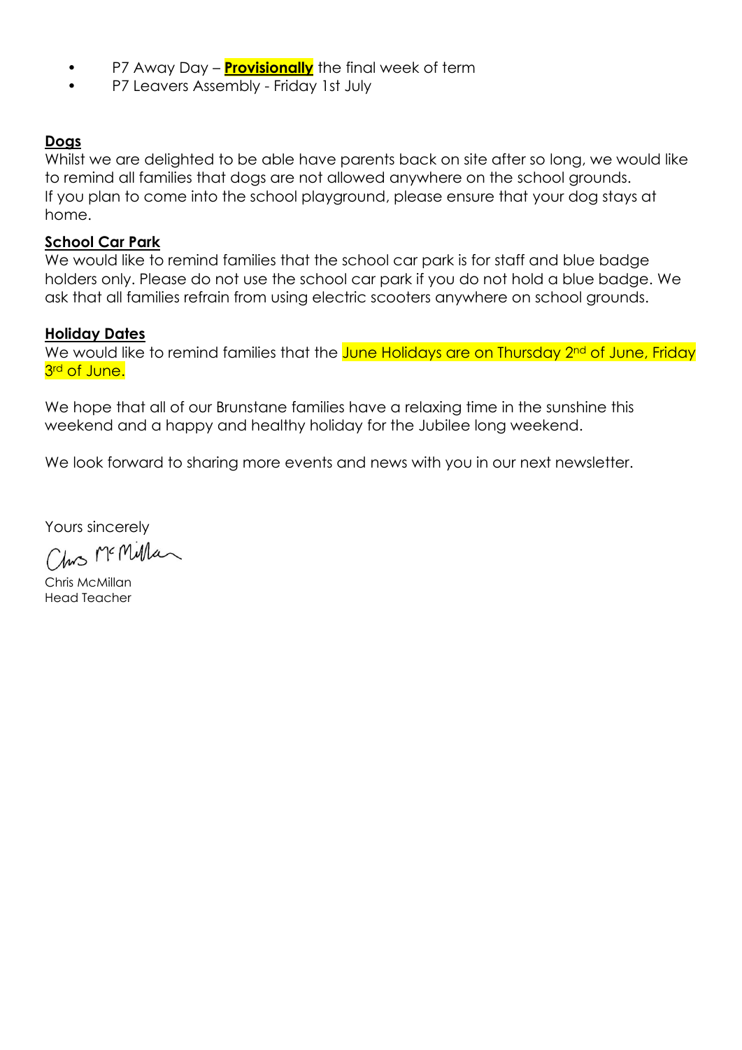- P7 Away Day – **Provisionally** the final week of term
- P7 Leavers Assembly - Friday 1st July

**Dogs**

Whilst we are delighted to be able have parents back on site after so long, we would like to remind all families that dogs are not allowed anywhere on the school grounds. If you plan to come into the school playground, please ensure that your dog stays at home.

**School Car Park**

We would like to remind families that the school car park is for staff and blue badge holders only. Please do not use the school car park if you do not hold a blue badge. We ask that all families refrain from using electric scooters anywhere on school grounds.

**Holiday Dates**

We would like to remind families that the June Holidays are on Thursday 2nd of June, Friday 3rd of June.

We hope that all of our Brunstane families have a relaxing time in the sunshine this weekend and a happy and healthy holiday for the Jubilee long weekend.

We look forward to sharing more events and news with you in our next newsletter.

Yours sincerely

Chris McMillan

Chris McMillan
Head Teacher